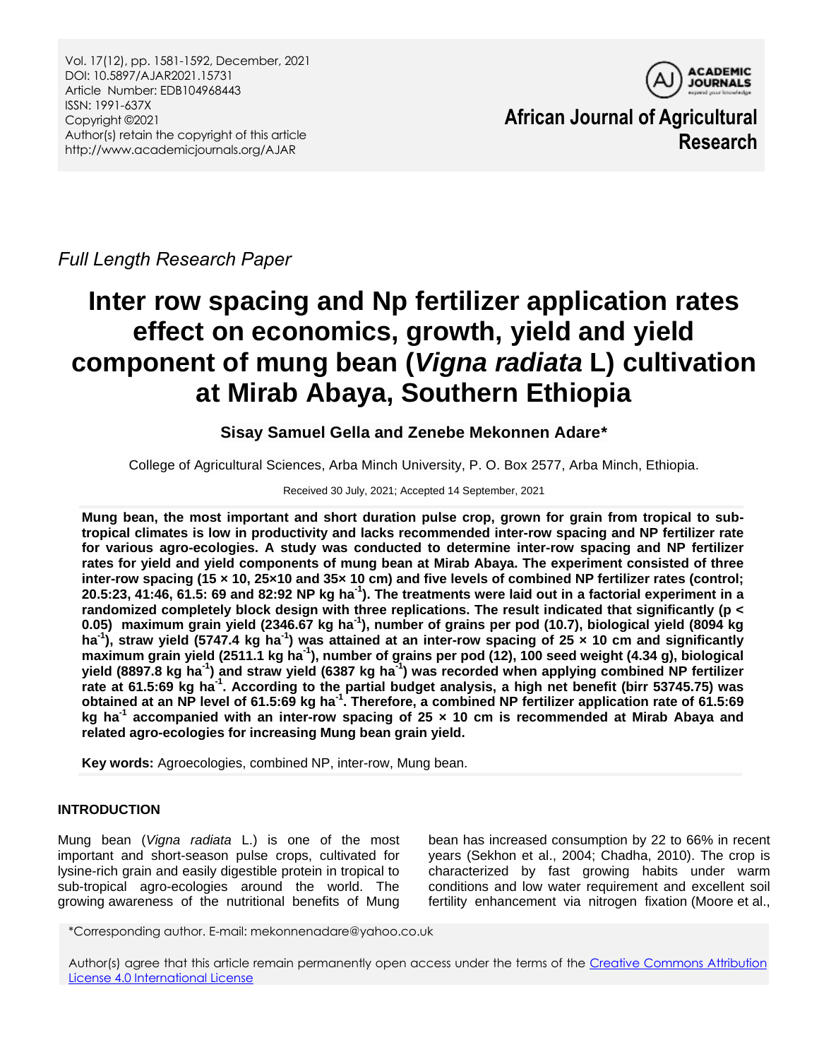Full Length Research Paper

# Inter row spacing and Np fertilizer application rates effect on economics, growth, yield and yield component of mung bean (*Vigna radiata* L) cultivation at Mirab Abaya, Southern Ethiopia

**Sisay Samuel Gella and Zenebe Mekonnen Adare***

College of Agricultural Sciences, Arba Minch University, P. O. Box 2577, Arba Minch, Ethiopia.

Received 30 July, 2021; Accepted 14 September, 2021

**Mung bean, the most important and short duration pulse crop, grown for grain from tropical to sub-tropical climates is low in productivity and lacks recommended inter-row spacing and NP fertilizer rate for various agro-ecologies. A study was conducted to determine inter-row spacing and NP fertilizer rates for yield and yield components of mung bean at Mirab Abaya. The experiment consisted of three inter-row spacing (15 × 10, 25×10 and 35× 10 cm) and five levels of combined NP fertilizer rates (control; 20.5:23, 41:46, 61.5: 69 and 82:92 NP kg ha$^{-1}$). The treatments were laid out in a factorial experiment in a randomized completely block design with three replications. The result indicated that significantly ($p < 0.05$) maximum grain yield (2346.67 kg ha$^{-1}$), number of grains per pod (10.7), biological yield (8094 kg ha$^{-1}$), straw yield (5747.4 kg ha$^{-1}$) was attained at an inter-row spacing of 25 × 10 cm and significantly maximum grain yield (2511.1 kg ha$^{-1}$), number of grains per pod (12), 100 seed weight (4.34 g), biological yield (8897.8 kg ha$^{-1}$) and straw yield (6387 kg ha$^{-1}$) was recorded when applying combined NP fertilizer rate at 61.5:69 kg ha$^{-1}$. According to the partial budget analysis, a high net benefit (birr 53745.75) was obtained at an NP level of 61.5:69 kg ha$^{-1}$. Therefore, a combined NP fertilizer application rate of 61.5:69 kg ha$^{-1}$ accompanied with an inter-row spacing of 25 × 10 cm is recommended at Mirab Abaya and related agro-ecologies for increasing Mung bean grain yield.**

**Key words:** Agroecologies, combined NP, inter-row, Mung bean.

## INTRODUCTION

Mung bean (*Vigna radiata* L.) is one of the most important and short-season pulse crops, cultivated for lysine-rich grain and easily digestible protein in tropical to sub-tropical agro-ecologies around the world. The growing awareness of the nutritional benefits of Mung bean has increased consumption by 22 to 66% in recent years (Sekhon et al., 2004; Chadha, 2010). The crop is characterized by fast growing habits under warm conditions and low water requirement and excellent soil fertility enhancement via nitrogen fixation (Moore et al.,

*Corresponding author. E-mail: mekonnenadare@yahoo.co.uk

Author(s) agree that this article remain permanently open access under the terms of the Creative Commons Attribution License 4.0 International License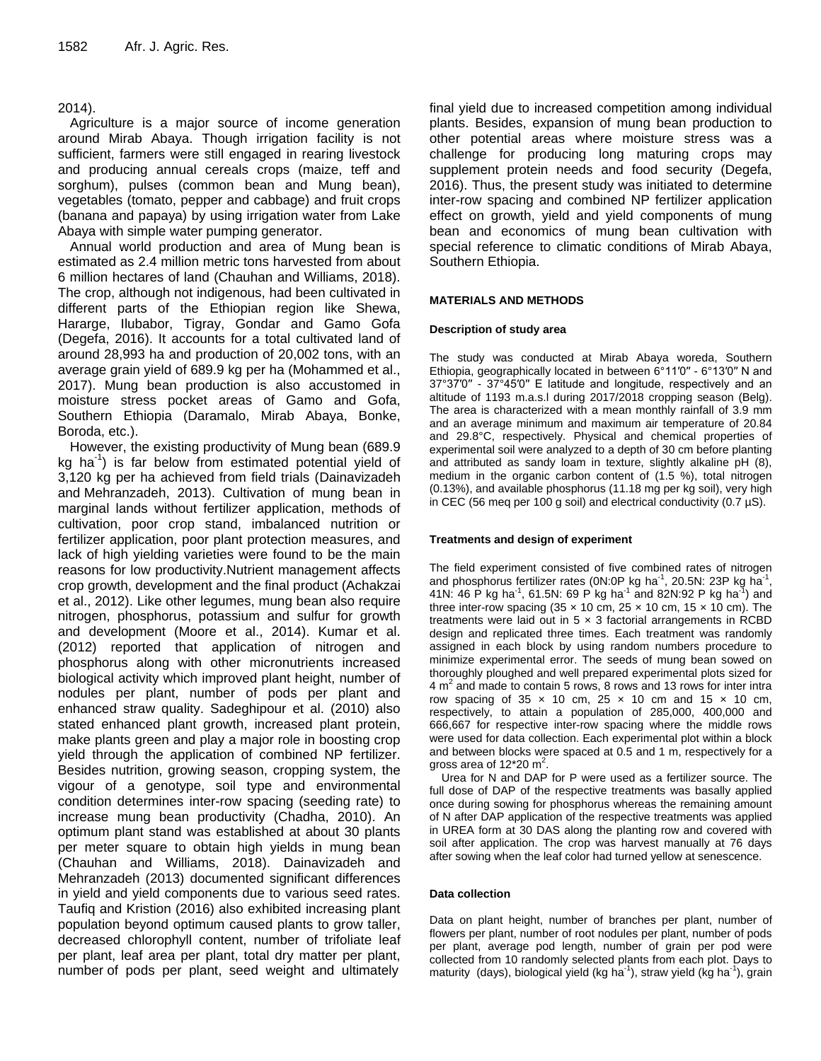2014).

Agriculture is a major source of income generation around Mirab Abaya. Though irrigation facility is not sufficient, farmers were still engaged in rearing livestock and producing annual cereals crops (maize, teff and sorghum), pulses (common bean and Mung bean), vegetables (tomato, pepper and cabbage) and fruit crops (banana and papaya) by using irrigation water from Lake Abaya with simple water pumping generator.

Annual world production and area of Mung bean is estimated as 2.4 million metric tons harvested from about 6 million hectares of land (Chauhan and Williams, 2018). The crop, although not indigenous, had been cultivated in different parts of the Ethiopian region like Shewa, Hararge, Ilubabor, Tigray, Gondar and Gamo Gofa (Degefa, 2016). It accounts for a total cultivated land of around 28,993 ha and production of 20,002 tons, with an average grain yield of 689.9 kg per ha (Mohammed et al., 2017). Mung bean production is also accustomed in moisture stress pocket areas of Gamo and Gofa, Southern Ethiopia (Daramalo, Mirab Abaya, Bonke, Boroda, etc.).

However, the existing productivity of Mung bean (689.9 kg $ha^{-1}$) is far below from estimated potential yield of 3,120 kg per ha achieved from field trials (Dainavizadeh and Mehranzadeh, 2013). Cultivation of mung bean in marginal lands without fertilizer application, methods of cultivation, poor crop stand, imbalanced nutrition or fertilizer application, poor plant protection measures, and lack of high yielding varieties were found to be the main reasons for low productivity.Nutrient management affects crop growth, development and the final product (Achakzai et al., 2012). Like other legumes, mung bean also require nitrogen, phosphorus, potassium and sulfur for growth and development (Moore et al., 2014). Kumar et al. (2012) reported that application of nitrogen and phosphorus along with other micronutrients increased biological activity which improved plant height, number of nodules per plant, number of pods per plant and enhanced straw quality. Sadeghipour et al. (2010) also stated enhanced plant growth, increased plant protein, make plants green and play a major role in boosting crop yield through the application of combined NP fertilizer. Besides nutrition, growing season, cropping system, the vigour of a genotype, soil type and environmental condition determines inter-row spacing (seeding rate) to increase mung bean productivity (Chadha, 2010). An optimum plant stand was established at about 30 plants per meter square to obtain high yields in mung bean (Chauhan and Williams, 2018). Dainavizadeh and Mehranzadeh (2013) documented significant differences in yield and yield components due to various seed rates. Taufiq and Kristion (2016) also exhibited increasing plant population beyond optimum caused plants to grow taller, decreased chlorophyll content, number of trifoliate leaf per plant, leaf area per plant, total dry matter per plant, number of pods per plant, seed weight and ultimately final yield due to increased competition among individual plants. Besides, expansion of mung bean production to other potential areas where moisture stress was a challenge for producing long maturing crops may supplement protein needs and food security (Degefa, 2016). Thus, the present study was initiated to determine inter-row spacing and combined NP fertilizer application effect on growth, yield and yield components of mung bean and economics of mung bean cultivation with special reference to climatic conditions of Mirab Abaya, Southern Ethiopia.

## MATERIALS AND METHODS

### Description of study area

The study was conducted at Mirab Abaya woreda, Southern Ethiopia, geographically located in between 6°11′0″ - 6°13′0″ N and 37°37′0″ - 37°45′0″ E latitude and longitude, respectively and an altitude of 1193 m.a.s.l during 2017/2018 cropping season (Belg). The area is characterized with a mean monthly rainfall of 3.9 mm and an average minimum and maximum air temperature of 20.84 and 29.8°C, respectively. Physical and chemical properties of experimental soil were analyzed to a depth of 30 cm before planting and attributed as sandy loam in texture, slightly alkaline pH (8), medium in the organic carbon content of (1.5 %), total nitrogen (0.13%), and available phosphorus (11.18 mg per kg soil), very high in CEC (56 meq per 100 g soil) and electrical conductivity (0.7 µS).

### Treatments and design of experiment

The field experiment consisted of five combined rates of nitrogen and phosphorus fertilizer rates (0N:0P kg $ha^{-1}$, 20.5N: 23P kg $ha^{-1}$, 41N: 46 P kg $ha^{-1}$, 61.5N: 69 P kg $ha^{-1}$ and 82N:92 P kg $ha^{-1}$) and three inter-row spacing (35 × 10 cm, 25 × 10 cm, 15 × 10 cm). The treatments were laid out in 5 × 3 factorial arrangements in RCBD design and replicated three times. Each treatment was randomly assigned in each block by using random numbers procedure to minimize experimental error. The seeds of mung bean sowed on thoroughly ploughed and well prepared experimental plots sized for 4 $m^2$ and made to contain 5 rows, 8 rows and 13 rows for inter intra row spacing of 35 × 10 cm, 25 × 10 cm and 15 × 10 cm, respectively, to attain a population of 285,000, 400,000 and 666,667 for respective inter-row spacing where the middle rows were used for data collection. Each experimental plot within a block and between blocks were spaced at 0.5 and 1 m, respectively for a gross area of 12*20 $m^2$.

Urea for N and DAP for P were used as a fertilizer source. The full dose of DAP of the respective treatments was basally applied once during sowing for phosphorus whereas the remaining amount of N after DAP application of the respective treatments was applied in UREA form at 30 DAS along the planting row and covered with soil after application. The crop was harvest manually at 76 days after sowing when the leaf color had turned yellow at senescence.

### Data collection

Data on plant height, number of branches per plant, number of flowers per plant, number of root nodules per plant, number of pods per plant, average pod length, number of grain per pod were collected from 10 randomly selected plants from each plot. Days to maturity (days), biological yield (kg $ha^{-1}$), straw yield (kg $ha^{-1}$), grain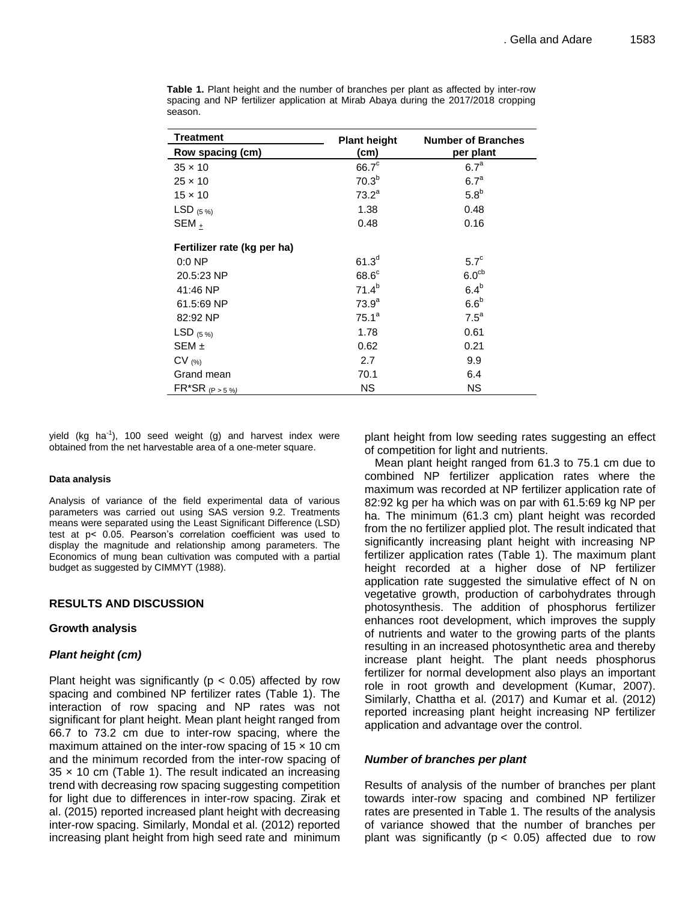**Table 1.** Plant height and the number of branches per plant as affected by inter-row spacing and NP fertilizer application at Mirab Abaya during the 2017/2018 cropping season.

| Treatment | Plant height | Number of Branches |
|---|---|---|
| **Row spacing (cm)** | **(cm)** | **per plant** |
| 35 × 10 | $66.7^{c}$ | $6.7^{a}$ |
| 25 × 10 | $70.3^{b}$ | $6.7^{a}$ |
| 15 × 10 | $73.2^{a}$ | $5.8^{b}$ |
| $LSD_{(5\%)}$ | 1.38 | 0.48 |
| SEM ± | 0.48 | 0.16 |
| **Fertilizer rate (kg per ha)** | | |
| 0:0 NP | $61.3^{d}$ | $5.7^{c}$ |
| 20.5:23 NP | $68.6^{c}$ | $6.0^{cb}$ |
| 41:46 NP | $71.4^{b}$ | $6.4^{b}$ |
| 61.5:69 NP | $73.9^{a}$ | $6.6^{b}$ |
| 82:92 NP | $75.1^{a}$ | $7.5^{a}$ |
| $LSD_{(5\%)}$ | 1.78 | 0.61 |
| SEM ± | 0.62 | 0.21 |
| $CV_{(\%)}$ | 2.7 | 9.9 |
| Grand mean | 70.1 | 6.4 |
| $FR*SR_{(P > 5\%)}$ | NS | NS |

yield (kg $ha^{-1}$), 100 seed weight (g) and harvest index were obtained from the net harvestable area of a one-meter square.

#### Data analysis

Analysis of variance of the field experimental data of various parameters was carried out using SAS version 9.2. Treatments means were separated using the Least Significant Difference (LSD) test at $p < 0.05$. Pearson's correlation coefficient was used to display the magnitude and relationship among parameters. The Economics of mung bean cultivation was computed with a partial budget as suggested by CIMMYT (1988).

## RESULTS AND DISCUSSION

### Growth analysis

#### *Plant height (cm)*

Plant height was significantly ($p < 0.05$) affected by row spacing and combined NP fertilizer rates (Table 1). The interaction of row spacing and NP rates was not significant for plant height. Mean plant height ranged from 66.7 to 73.2 cm due to inter-row spacing, where the maximum attained on the inter-row spacing of 15 × 10 cm and the minimum recorded from the inter-row spacing of 35 × 10 cm (Table 1). The result indicated an increasing trend with decreasing row spacing suggesting competition for light due to differences in inter-row spacing. Zirak et al. (2015) reported increased plant height with decreasing inter-row spacing. Similarly, Mondal et al. (2012) reported increasing plant height from high seed rate and minimum plant height from low seeding rates suggesting an effect of competition for light and nutrients.

Mean plant height ranged from 61.3 to 75.1 cm due to combined NP fertilizer application rates where the maximum was recorded at NP fertilizer application rate of 82:92 kg per ha which was on par with 61.5:69 kg NP per ha. The minimum (61.3 cm) plant height was recorded from the no fertilizer applied plot. The result indicated that significantly increasing plant height with increasing NP fertilizer application rates (Table 1). The maximum plant height recorded at a higher dose of NP fertilizer application rate suggested the simulative effect of N on vegetative growth, production of carbohydrates through photosynthesis. The addition of phosphorus fertilizer enhances root development, which improves the supply of nutrients and water to the growing parts of the plants resulting in an increased photosynthetic area and thereby increase plant height. The plant needs phosphorus fertilizer for normal development also plays an important role in root growth and development (Kumar, 2007). Similarly, Chattha et al. (2017) and Kumar et al. (2012) reported increasing plant height increasing NP fertilizer application and advantage over the control.

#### *Number of branches per plant*

Results of analysis of the number of branches per plant towards inter-row spacing and combined NP fertilizer rates are presented in Table 1. The results of the analysis of variance showed that the number of branches per plant was significantly ($p < 0.05$) affected due to row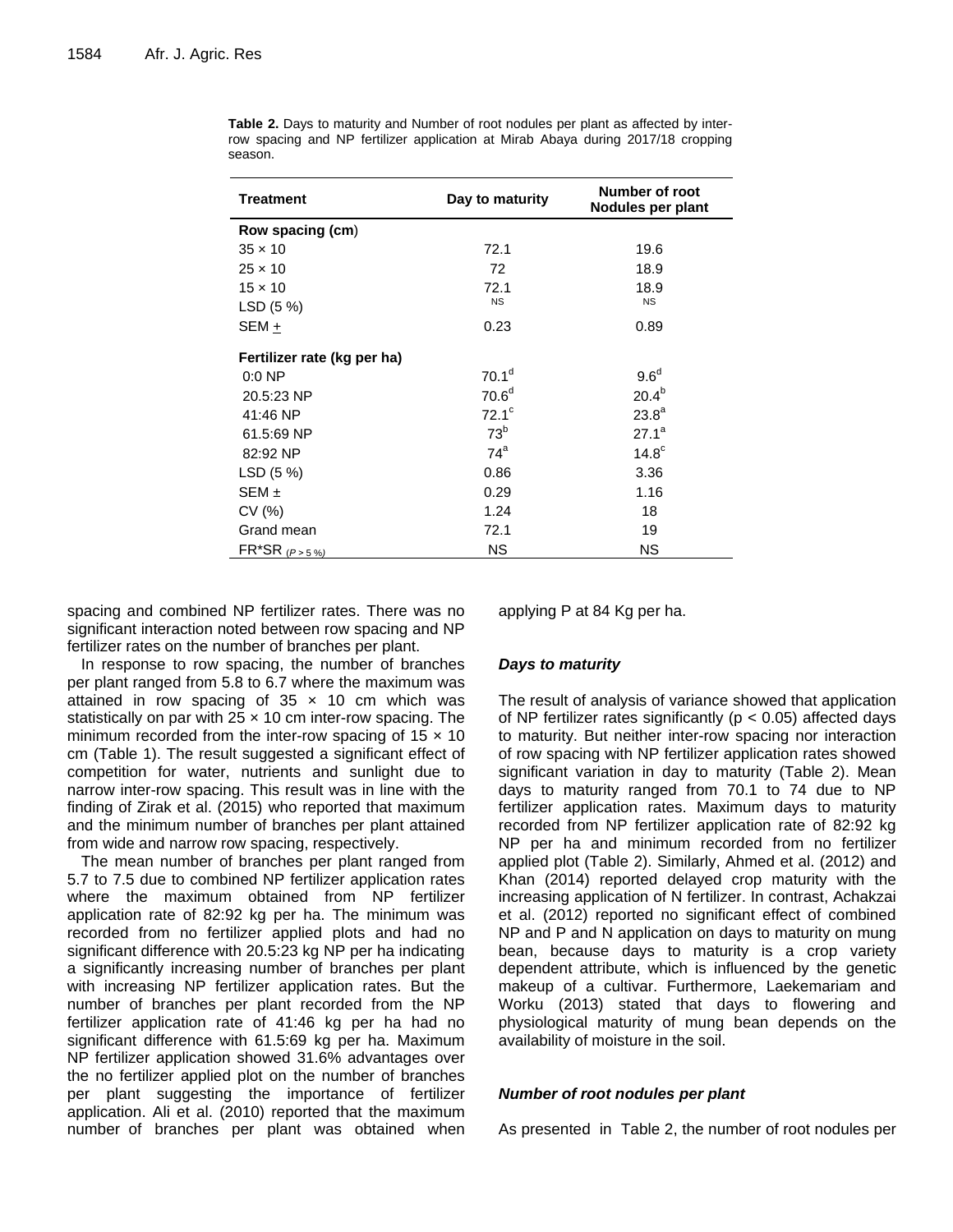**Table 2.** Days to maturity and Number of root nodules per plant as affected by inter-row spacing and NP fertilizer application at Mirab Abaya during 2017/18 cropping season.

| Treatment | Day to maturity | Number of root Nodules per plant |
|---|---|---|
| **Row spacing (cm)** | | |
| 35 × 10 | 72.1 | 19.6 |
| 25 × 10 | 72 | 18.9 |
| 15 × 10 | 72.1 | 18.9 |
| LSD (5 %) | NS | NS |
| SEM ± | 0.23 | 0.89 |
| **Fertilizer rate (kg per ha)** | | |
| 0:0 NP | 70.1[d] | 9.6[d] |
| 20.5:23 NP | 70.6[d] | 20.4[b] |
| 41:46 NP | 72.1[c] | 23.8[a] |
| 61.5:69 NP | 73[b] | 27.1[a] |
| 82:92 NP | 74[a] | 14.8[c] |
| LSD (5 %) | 0.86 | 3.36 |
| SEM ± | 0.29 | 1.16 |
| CV (%) | 1.24 | 18 |
| Grand mean | 72.1 | 19 |
| FR*SR $_{(P > 5\%)}$ | NS | NS |

spacing and combined NP fertilizer rates. There was no significant interaction noted between row spacing and NP fertilizer rates on the number of branches per plant.

In response to row spacing, the number of branches per plant ranged from 5.8 to 6.7 where the maximum was attained in row spacing of 35 × 10 cm which was statistically on par with 25 × 10 cm inter-row spacing. The minimum recorded from the inter-row spacing of 15 × 10 cm (Table 1). The result suggested a significant effect of competition for water, nutrients and sunlight due to narrow inter-row spacing. This result was in line with the finding of Zirak et al. (2015) who reported that maximum and the minimum number of branches per plant attained from wide and narrow row spacing, respectively.

The mean number of branches per plant ranged from 5.7 to 7.5 due to combined NP fertilizer application rates where the maximum obtained from NP fertilizer application rate of 82:92 kg per ha. The minimum was recorded from no fertilizer applied plots and had no significant difference with 20.5:23 kg NP per ha indicating a significantly increasing number of branches per plant with increasing NP fertilizer application rates. But the number of branches per plant recorded from the NP fertilizer application rate of 41:46 kg per ha had no significant difference with 61.5:69 kg per ha. Maximum NP fertilizer application showed 31.6% advantages over the no fertilizer applied plot on the number of branches per plant suggesting the importance of fertilizer application. Ali et al. (2010) reported that the maximum number of branches per plant was obtained when applying P at 84 Kg per ha.

### *Days to maturity*

The result of analysis of variance showed that application of NP fertilizer rates significantly ($p < 0.05$) affected days to maturity. But neither inter-row spacing nor interaction of row spacing with NP fertilizer application rates showed significant variation in day to maturity (Table 2). Mean days to maturity ranged from 70.1 to 74 due to NP fertilizer application rates. Maximum days to maturity recorded from NP fertilizer application rate of 82:92 kg NP per ha and minimum recorded from no fertilizer applied plot (Table 2). Similarly, Ahmed et al. (2012) and Khan (2014) reported delayed crop maturity with the increasing application of N fertilizer. In contrast, Achakzai et al. (2012) reported no significant effect of combined NP and P and N application on days to maturity on mung bean, because days to maturity is a crop variety dependent attribute, which is influenced by the genetic makeup of a cultivar. Furthermore, Laekemariam and Worku (2013) stated that days to flowering and physiological maturity of mung bean depends on the availability of moisture in the soil.

### *Number of root nodules per plant*

As presented in Table 2, the number of root nodules per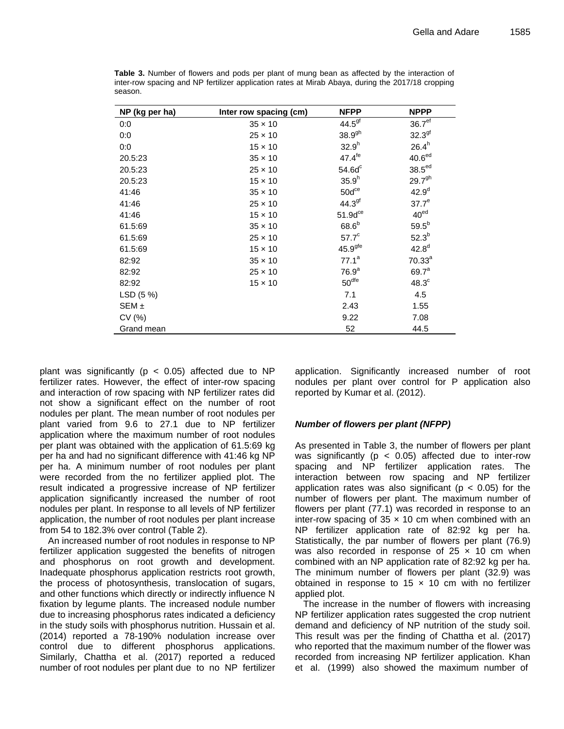**Table 3.** Number of flowers and pods per plant of mung bean as affected by the interaction of inter-row spacing and NP fertilizer application rates at Mirab Abaya, during the 2017/18 cropping season.

| NP (kg per ha) | Inter row spacing (cm) | NFPP | NPPP |
|---|---|---|---|
| 0:0 | 35 × 10 | $44.5^{gf}$ | $36.7^{ef}$ |
| 0:0 | 25 × 10 | $38.9^{gh}$ | $32.3^{gf}$ |
| 0:0 | 15 × 10 | $32.9^{h}$ | $26.4^{h}$ |
| 20.5:23 | 35 × 10 | $47.4^{fe}$ | $40.6^{ed}$ |
| 20.5:23 | 25 × 10 | $54.6d^{c}$ | $38.5^{ed}$ |
| 20.5:23 | 15 × 10 | $35.9^{h}$ | $29.7^{gh}$ |
| 41:46 | 35 × 10 | $50d^{ce}$ | $42.9^{d}$ |
| 41:46 | 25 × 10 | $44.3^{gf}$ | $37.7^{e}$ |
| 41:46 | 15 × 10 | $51.9d^{ce}$ | $40^{ed}$ |
| 61.5:69 | 35 × 10 | $68.6^{b}$ | $59.5^{b}$ |
| 61.5:69 | 25 × 10 | $57.7^{c}$ | $52.3^{b}$ |
| 61.5:69 | 15 × 10 | $45.9^{gfe}$ | $42.8^{d}$ |
| 82:92 | 35 × 10 | $77.1^{a}$ | $70.33^{a}$ |
| 82:92 | 25 × 10 | $76.9^{a}$ | $69.7^{a}$ |
| 82:92 | 15 × 10 | $50^{dfe}$ | $48.3^{c}$ |
| LSD (5 %) | | 7.1 | 4.5 |
| SEM ± | | 2.43 | 1.55 |
| CV (%) | | 9.22 | 7.08 |
| Grand mean | | 52 | 44.5 |

plant was significantly ($p < 0.05$) affected due to NP fertilizer rates. However, the effect of inter-row spacing and interaction of row spacing with NP fertilizer rates did not show a significant effect on the number of root nodules per plant. The mean number of root nodules per plant varied from 9.6 to 27.1 due to NP fertilizer application where the maximum number of root nodules per plant was obtained with the application of 61.5:69 kg per ha and had no significant difference with 41:46 kg NP per ha. A minimum number of root nodules per plant were recorded from the no fertilizer applied plot. The result indicated a progressive increase of NP fertilizer application significantly increased the number of root nodules per plant. In response to all levels of NP fertilizer application, the number of root nodules per plant increase from 54 to 182.3% over control (Table 2).

An increased number of root nodules in response to NP fertilizer application suggested the benefits of nitrogen and phosphorus on root growth and development. Inadequate phosphorus application restricts root growth, the process of photosynthesis, translocation of sugars, and other functions which directly or indirectly influence N fixation by legume plants. The increased nodule number due to increasing phosphorus rates indicated a deficiency in the study soils with phosphorus nutrition. Hussain et al. (2014) reported a 78-190% nodulation increase over control due to different phosphorus applications. Similarly, Chattha et al. (2017) reported a reduced number of root nodules per plant due to no NP fertilizer application. Significantly increased number of root nodules per plant over control for P application also reported by Kumar et al. (2012).

### *Number of flowers per plant (NFPP)*

As presented in Table 3, the number of flowers per plant was significantly ($p < 0.05$) affected due to inter-row spacing and NP fertilizer application rates. The interaction between row spacing and NP fertilizer application rates was also significant ($p < 0.05$) for the number of flowers per plant. The maximum number of flowers per plant (77.1) was recorded in response to an inter-row spacing of 35 × 10 cm when combined with an NP fertilizer application rate of 82:92 kg per ha. Statistically, the par number of flowers per plant (76.9) was also recorded in response of 25 × 10 cm when combined with an NP application rate of 82:92 kg per ha. The minimum number of flowers per plant (32.9) was obtained in response to 15 × 10 cm with no fertilizer applied plot.

The increase in the number of flowers with increasing NP fertilizer application rates suggested the crop nutrient demand and deficiency of NP nutrition of the study soil. This result was per the finding of Chattha et al. (2017) who reported that the maximum number of the flower was recorded from increasing NP fertilizer application. Khan et al. (1999) also showed the maximum number of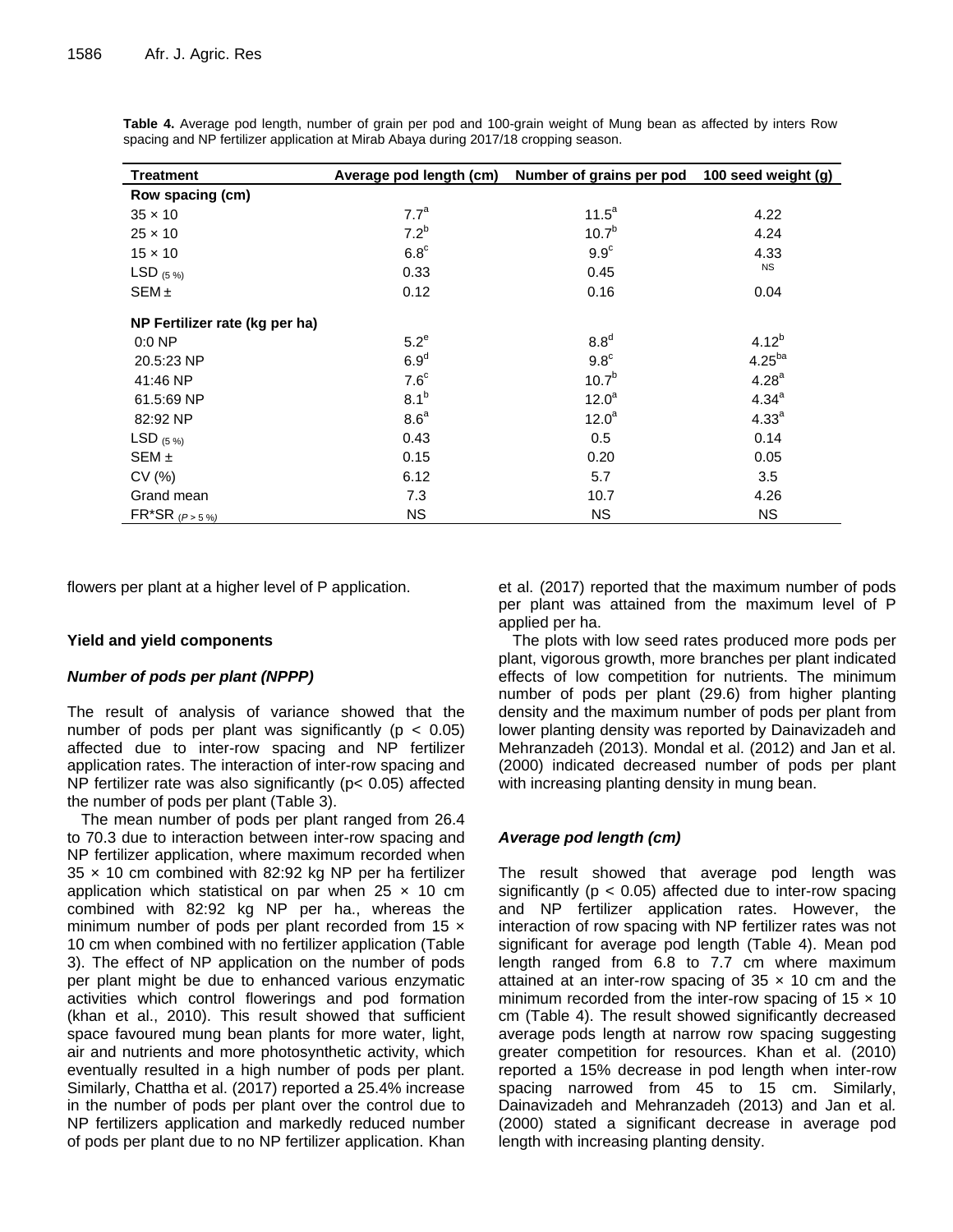**Table 4.** Average pod length, number of grain per pod and 100-grain weight of Mung bean as affected by inters Row spacing and NP fertilizer application at Mirab Abaya during 2017/18 cropping season.

| Treatment | Average pod length (cm) | Number of grains per pod | 100 seed weight (g) |
|---|---|---|---|
| **Row spacing (cm)** | | | |
| 35 × 10 | 7.7$^{a}$ | 11.5$^{a}$ | 4.22 |
| 25 × 10 | 7.2$^{b}$ | 10.7$^{b}$ | 4.24 |
| 15 × 10 | 6.8$^{c}$ | 9.9$^{c}$ | 4.33 |
| LSD $_{(5\%)}$ | 0.33 | 0.45 | NS |
| SEM ± | 0.12 | 0.16 | 0.04 |
| **NP Fertilizer rate (kg per ha)** | | | |
| 0:0 NP | 5.2$^{e}$ | 8.8$^{d}$ | 4.12$^{b}$ |
| 20.5:23 NP | 6.9$^{d}$ | 9.8$^{c}$ | 4.25$^{ba}$ |
| 41:46 NP | 7.6$^{c}$ | 10.7$^{b}$ | 4.28$^{a}$ |
| 61.5:69 NP | 8.1$^{b}$ | 12.0$^{a}$ | 4.34$^{a}$ |
| 82:92 NP | 8.6$^{a}$ | 12.0$^{a}$ | 4.33$^{a}$ |
| LSD $_{(5\%)}$ | 0.43 | 0.5 | 0.14 |
| SEM ± | 0.15 | 0.20 | 0.05 |
| CV (%) | 6.12 | 5.7 | 3.5 |
| Grand mean | 7.3 | 10.7 | 4.26 |
| FR*SR $_{(P > 5\%)}$ | NS | NS | NS |

flowers per plant at a higher level of P application.

## Yield and yield components

### *Number of pods per plant (NPPP)*

The result of analysis of variance showed that the number of pods per plant was significantly ($p < 0.05$) affected due to inter-row spacing and NP fertilizer application rates. The interaction of inter-row spacing and NP fertilizer rate was also significantly ($p < 0.05$) affected the number of pods per plant (Table 3).

The mean number of pods per plant ranged from 26.4 to 70.3 due to interaction between inter-row spacing and NP fertilizer application, where maximum recorded when 35 × 10 cm combined with 82:92 kg NP per ha fertilizer application which statistical on par when 25 × 10 cm combined with 82:92 kg NP per ha., whereas the minimum number of pods per plant recorded from 15 × 10 cm when combined with no fertilizer application (Table 3). The effect of NP application on the number of pods per plant might be due to enhanced various enzymatic activities which control flowerings and pod formation (khan et al., 2010). This result showed that sufficient space favoured mung bean plants for more water, light, air and nutrients and more photosynthetic activity, which eventually resulted in a high number of pods per plant. Similarly, Chattha et al. (2017) reported a 25.4% increase in the number of pods per plant over the control due to NP fertilizers application and markedly reduced number of pods per plant due to no NP fertilizer application. Khan et al. (2017) reported that the maximum number of pods per plant was attained from the maximum level of P applied per ha.

The plots with low seed rates produced more pods per plant, vigorous growth, more branches per plant indicated effects of low competition for nutrients. The minimum number of pods per plant (29.6) from higher planting density and the maximum number of pods per plant from lower planting density was reported by Dainavizadeh and Mehranzadeh (2013). Mondal et al. (2012) and Jan et al. (2000) indicated decreased number of pods per plant with increasing planting density in mung bean.

### *Average pod length (cm)*

The result showed that average pod length was significantly ($p < 0.05$) affected due to inter-row spacing and NP fertilizer application rates. However, the interaction of row spacing with NP fertilizer rates was not significant for average pod length (Table 4). Mean pod length ranged from 6.8 to 7.7 cm where maximum attained at an inter-row spacing of 35 × 10 cm and the minimum recorded from the inter-row spacing of 15 × 10 cm (Table 4). The result showed significantly decreased average pods length at narrow row spacing suggesting greater competition for resources. Khan et al. (2010) reported a 15% decrease in pod length when inter-row spacing narrowed from 45 to 15 cm. Similarly, Dainavizadeh and Mehranzadeh (2013) and Jan et al. (2000) stated a significant decrease in average pod length with increasing planting density.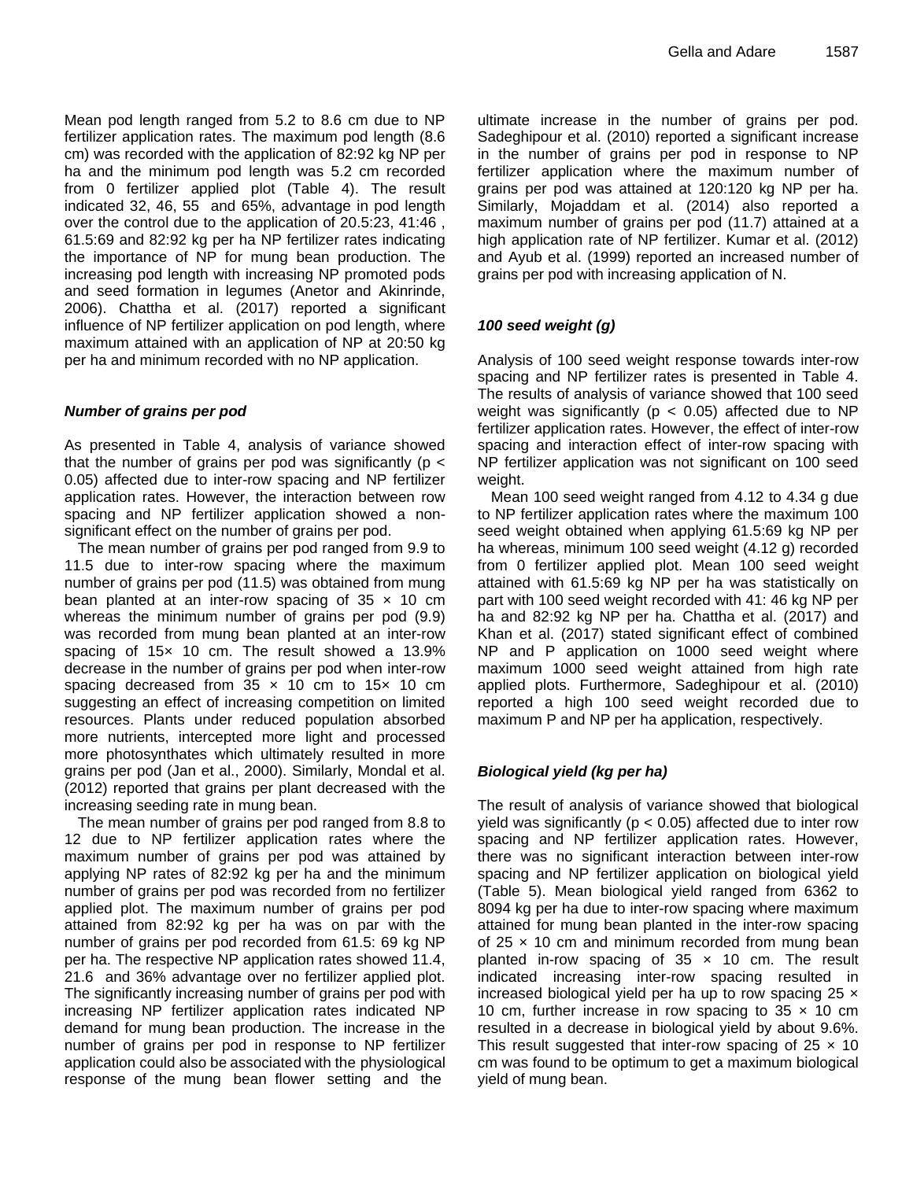Mean pod length ranged from 5.2 to 8.6 cm due to NP fertilizer application rates. The maximum pod length (8.6 cm) was recorded with the application of 82:92 kg NP per ha and the minimum pod length was 5.2 cm recorded from 0 fertilizer applied plot (Table 4). The result indicated 32, 46, 55 and 65%, advantage in pod length over the control due to the application of 20.5:23, 41:46 , 61.5:69 and 82:92 kg per ha NP fertilizer rates indicating the importance of NP for mung bean production. The increasing pod length with increasing NP promoted pods and seed formation in legumes (Anetor and Akinrinde, 2006). Chattha et al. (2017) reported a significant influence of NP fertilizer application on pod length, where maximum attained with an application of NP at 20:50 kg per ha and minimum recorded with no NP application.

### *Number of grains per pod*

As presented in Table 4, analysis of variance showed that the number of grains per pod was significantly ($p < 0.05$) affected due to inter-row spacing and NP fertilizer application rates. However, the interaction between row spacing and NP fertilizer application showed a non-significant effect on the number of grains per pod.

The mean number of grains per pod ranged from 9.9 to 11.5 due to inter-row spacing where the maximum number of grains per pod (11.5) was obtained from mung bean planted at an inter-row spacing of 35 × 10 cm whereas the minimum number of grains per pod (9.9) was recorded from mung bean planted at an inter-row spacing of 15× 10 cm. The result showed a 13.9% decrease in the number of grains per pod when inter-row spacing decreased from 35 × 10 cm to 15× 10 cm suggesting an effect of increasing competition on limited resources. Plants under reduced population absorbed more nutrients, intercepted more light and processed more photosynthates which ultimately resulted in more grains per pod (Jan et al., 2000). Similarly, Mondal et al. (2012) reported that grains per plant decreased with the increasing seeding rate in mung bean.

The mean number of grains per pod ranged from 8.8 to 12 due to NP fertilizer application rates where the maximum number of grains per pod was attained by applying NP rates of 82:92 kg per ha and the minimum number of grains per pod was recorded from no fertilizer applied plot. The maximum number of grains per pod attained from 82:92 kg per ha was on par with the number of grains per pod recorded from 61.5: 69 kg NP per ha. The respective NP application rates showed 11.4, 21.6 and 36% advantage over no fertilizer applied plot. The significantly increasing number of grains per pod with increasing NP fertilizer application rates indicated NP demand for mung bean production. The increase in the number of grains per pod in response to NP fertilizer application could also be associated with the physiological response of the mung bean flower setting and the ultimate increase in the number of grains per pod. Sadeghipour et al. (2010) reported a significant increase in the number of grains per pod in response to NP fertilizer application where the maximum number of grains per pod was attained at 120:120 kg NP per ha. Similarly, Mojaddam et al. (2014) also reported a maximum number of grains per pod (11.7) attained at a high application rate of NP fertilizer. Kumar et al. (2012) and Ayub et al. (1999) reported an increased number of grains per pod with increasing application of N.

### *100 seed weight (g)*

Analysis of 100 seed weight response towards inter-row spacing and NP fertilizer rates is presented in Table 4. The results of analysis of variance showed that 100 seed weight was significantly ($p < 0.05$) affected due to NP fertilizer application rates. However, the effect of inter-row spacing and interaction effect of inter-row spacing with NP fertilizer application was not significant on 100 seed weight.

Mean 100 seed weight ranged from 4.12 to 4.34 g due to NP fertilizer application rates where the maximum 100 seed weight obtained when applying 61.5:69 kg NP per ha whereas, minimum 100 seed weight (4.12 g) recorded from 0 fertilizer applied plot. Mean 100 seed weight attained with 61.5:69 kg NP per ha was statistically on part with 100 seed weight recorded with 41: 46 kg NP per ha and 82:92 kg NP per ha. Chattha et al. (2017) and Khan et al. (2017) stated significant effect of combined NP and P application on 1000 seed weight where maximum 1000 seed weight attained from high rate applied plots. Furthermore, Sadeghipour et al. (2010) reported a high 100 seed weight recorded due to maximum P and NP per ha application, respectively.

### *Biological yield (kg per ha)*

The result of analysis of variance showed that biological yield was significantly ($p < 0.05$) affected due to inter row spacing and NP fertilizer application rates. However, there was no significant interaction between inter-row spacing and NP fertilizer application on biological yield (Table 5). Mean biological yield ranged from 6362 to 8094 kg per ha due to inter-row spacing where maximum attained for mung bean planted in the inter-row spacing of 25 × 10 cm and minimum recorded from mung bean planted in-row spacing of 35 × 10 cm. The result indicated increasing inter-row spacing resulted in increased biological yield per ha up to row spacing 25 × 10 cm, further increase in row spacing to 35 × 10 cm resulted in a decrease in biological yield by about 9.6%. This result suggested that inter-row spacing of 25 × 10 cm was found to be optimum to get a maximum biological yield of mung bean.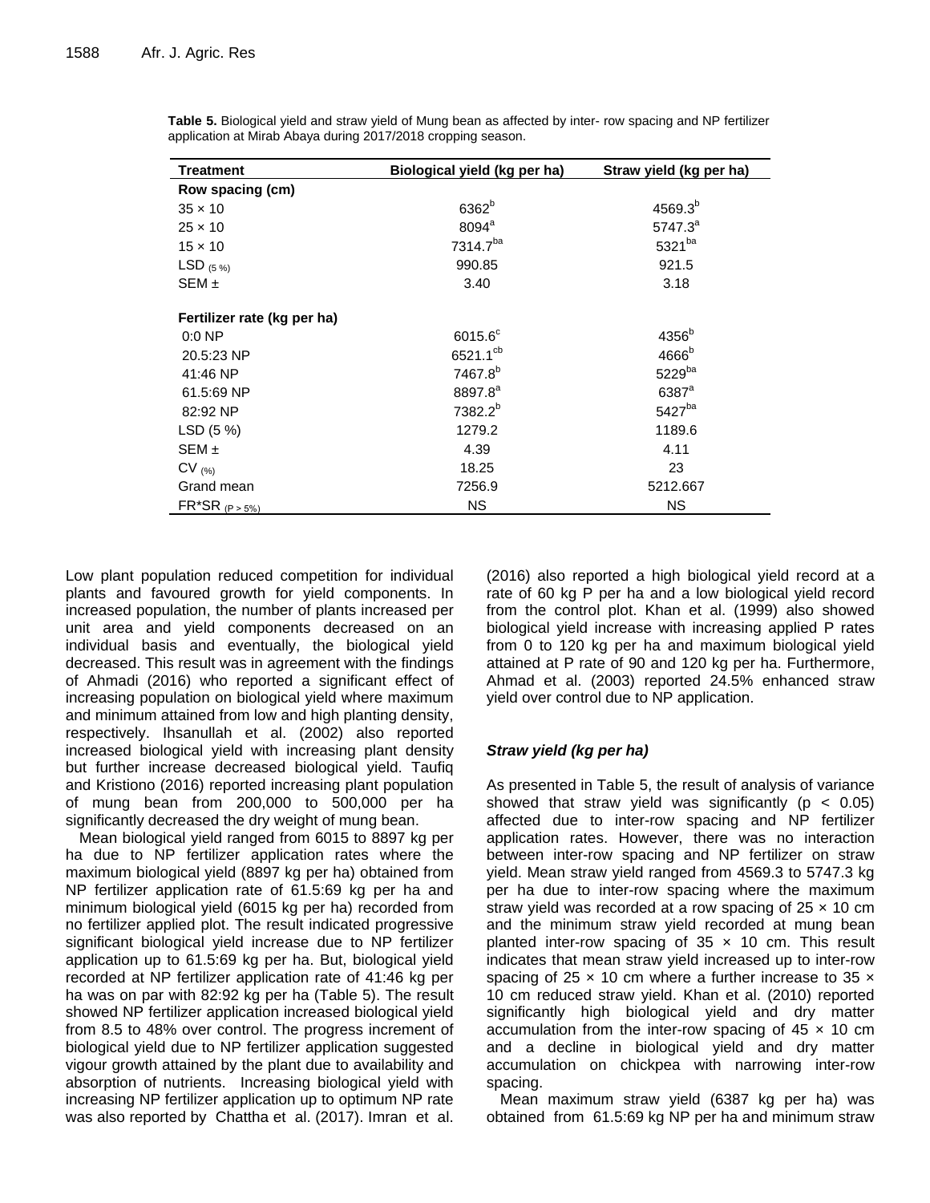**Table 5.** Biological yield and straw yield of Mung bean as affected by inter- row spacing and NP fertilizer application at Mirab Abaya during 2017/2018 cropping season.

| Treatment | Biological yield (kg per ha) | Straw yield (kg per ha) |
|---|---|---|
| **Row spacing (cm)** | | |
| 35 × 10 | $6362^{b}$ | $4569.3^{b}$ |
| 25 × 10 | $8094^{a}$ | $5747.3^{a}$ |
| 15 × 10 | $7314.7^{ba}$ | $5321^{ba}$ |
| $LSD_{(5\%)}$ | 990.85 | 921.5 |
| SEM ± | 3.40 | 3.18 |
| | | |
| **Fertilizer rate (kg per ha)** | | |
| 0:0 NP | $6015.6^{c}$ | $4356^{b}$ |
| 20.5:23 NP | $6521.1^{cb}$ | $4666^{b}$ |
| 41:46 NP | $7467.8^{b}$ | $5229^{ba}$ |
| 61.5:69 NP | $8897.8^{a}$ | $6387^{a}$ |
| 82:92 NP | $7382.2^{b}$ | $5427^{ba}$ |
| LSD (5 %) | 1279.2 | 1189.6 |
| SEM ± | 4.39 | 4.11 |
| $CV_{(\%)}$ | 18.25 | 23 |
| Grand mean | 7256.9 | 5212.667 |
| $FR^{*}SR_{(P > 5\%)}$ | NS | NS |

Low plant population reduced competition for individual plants and favoured growth for yield components. In increased population, the number of plants increased per unit area and yield components decreased on an individual basis and eventually, the biological yield decreased. This result was in agreement with the findings of Ahmadi (2016) who reported a significant effect of increasing population on biological yield where maximum and minimum attained from low and high planting density, respectively. Ihsanullah et al. (2002) also reported increased biological yield with increasing plant density but further increase decreased biological yield. Taufiq and Kristiono (2016) reported increasing plant population of mung bean from 200,000 to 500,000 per ha significantly decreased the dry weight of mung bean.

Mean biological yield ranged from 6015 to 8897 kg per ha due to NP fertilizer application rates where the maximum biological yield (8897 kg per ha) obtained from NP fertilizer application rate of 61.5:69 kg per ha and minimum biological yield (6015 kg per ha) recorded from no fertilizer applied plot. The result indicated progressive significant biological yield increase due to NP fertilizer application up to 61.5:69 kg per ha. But, biological yield recorded at NP fertilizer application rate of 41:46 kg per ha was on par with 82:92 kg per ha (Table 5). The result showed NP fertilizer application increased biological yield from 8.5 to 48% over control. The progress increment of biological yield due to NP fertilizer application suggested vigour growth attained by the plant due to availability and absorption of nutrients. Increasing biological yield with increasing NP fertilizer application up to optimum NP rate was also reported by Chattha et al. (2017). Imran et al. (2016) also reported a high biological yield record at a rate of 60 kg P per ha and a low biological yield record from the control plot. Khan et al. (1999) also showed biological yield increase with increasing applied P rates from 0 to 120 kg per ha and maximum biological yield attained at P rate of 90 and 120 kg per ha. Furthermore, Ahmad et al. (2003) reported 24.5% enhanced straw yield over control due to NP application.

### *Straw yield (kg per ha)*

As presented in Table 5, the result of analysis of variance showed that straw yield was significantly ($p < 0.05$) affected due to inter-row spacing and NP fertilizer application rates. However, there was no interaction between inter-row spacing and NP fertilizer on straw yield. Mean straw yield ranged from 4569.3 to 5747.3 kg per ha due to inter-row spacing where the maximum straw yield was recorded at a row spacing of 25 × 10 cm and the minimum straw yield recorded at mung bean planted inter-row spacing of 35 × 10 cm. This result indicates that mean straw yield increased up to inter-row spacing of 25 × 10 cm where a further increase to 35 × 10 cm reduced straw yield. Khan et al. (2010) reported significantly high biological yield and dry matter accumulation from the inter-row spacing of 45 × 10 cm and a decline in biological yield and dry matter accumulation on chickpea with narrowing inter-row spacing.

Mean maximum straw yield (6387 kg per ha) was obtained from 61.5:69 kg NP per ha and minimum straw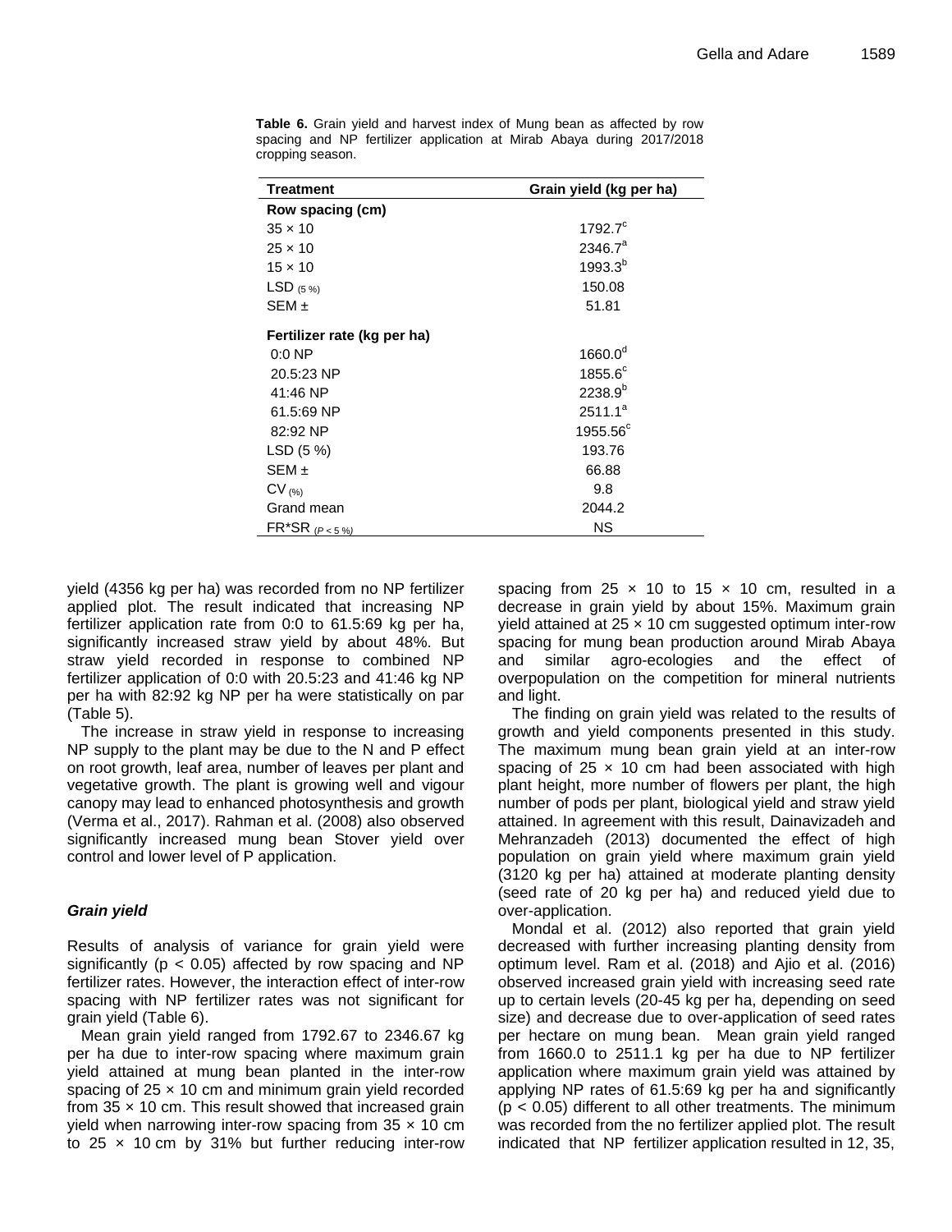**Table 6.** Grain yield and harvest index of Mung bean as affected by row spacing and NP fertilizer application at Mirab Abaya during 2017/2018 cropping season.

| Treatment | Grain yield (kg per ha) |
|---|---|
| **Row spacing (cm)** | |
| 35 × 10 | 1792.7[c] |
| 25 × 10 | 2346.7[a] |
| 15 × 10 | 1993.3[b] |
| $LSD_{(5\%)}$ | 150.08 |
| SEM ± | 51.81 |
| **Fertilizer rate (kg per ha)** | |
| 0:0 NP | 1660.0[d] |
| 20.5:23 NP | 1855.6[c] |
| 41:46 NP | 2238.9[b] |
| 61.5:69 NP | 2511.1[a] |
| 82:92 NP | 1955.56[c] |
| LSD (5 %) | 193.76 |
| SEM ± | 66.88 |
| $CV_{(\%)}$ | 9.8 |
| Grand mean | 2044.2 |
| $FR*SR_{(P<5\%)}$ | NS |

yield (4356 kg per ha) was recorded from no NP fertilizer applied plot. The result indicated that increasing NP fertilizer application rate from 0:0 to 61.5:69 kg per ha, significantly increased straw yield by about 48%. But straw yield recorded in response to combined NP fertilizer application of 0:0 with 20.5:23 and 41:46 kg NP per ha with 82:92 kg NP per ha were statistically on par (Table 5).

The increase in straw yield in response to increasing NP supply to the plant may be due to the N and P effect on root growth, leaf area, number of leaves per plant and vegetative growth. The plant is growing well and vigour canopy may lead to enhanced photosynthesis and growth (Verma et al., 2017). Rahman et al. (2008) also observed significantly increased mung bean Stover yield over control and lower level of P application.

### *Grain yield*

Results of analysis of variance for grain yield were significantly ($p < 0.05$) affected by row spacing and NP fertilizer rates. However, the interaction effect of inter-row spacing with NP fertilizer rates was not significant for grain yield (Table 6).

Mean grain yield ranged from 1792.67 to 2346.67 kg per ha due to inter-row spacing where maximum grain yield attained at mung bean planted in the inter-row spacing of 25 × 10 cm and minimum grain yield recorded from 35 × 10 cm. This result showed that increased grain yield when narrowing inter-row spacing from 35 × 10 cm to 25 × 10 cm by 31% but further reducing inter-row spacing from 25 × 10 to 15 × 10 cm, resulted in a decrease in grain yield by about 15%. Maximum grain yield attained at 25 × 10 cm suggested optimum inter-row spacing for mung bean production around Mirab Abaya and similar agro-ecologies and the effect of overpopulation on the competition for mineral nutrients and light.

The finding on grain yield was related to the results of growth and yield components presented in this study. The maximum mung bean grain yield at an inter-row spacing of 25 × 10 cm had been associated with high plant height, more number of flowers per plant, the high number of pods per plant, biological yield and straw yield attained. In agreement with this result, Dainavizadeh and Mehranzadeh (2013) documented the effect of high population on grain yield where maximum grain yield (3120 kg per ha) attained at moderate planting density (seed rate of 20 kg per ha) and reduced yield due to over-application.

Mondal et al. (2012) also reported that grain yield decreased with further increasing planting density from optimum level. Ram et al. (2018) and Ajio et al. (2016) observed increased grain yield with increasing seed rate up to certain levels (20-45 kg per ha, depending on seed size) and decrease due to over-application of seed rates per hectare on mung bean. Mean grain yield ranged from 1660.0 to 2511.1 kg per ha due to NP fertilizer application where maximum grain yield was attained by applying NP rates of 61.5:69 kg per ha and significantly ($p < 0.05$) different to all other treatments. The minimum was recorded from the no fertilizer applied plot. The result indicated that NP fertilizer application resulted in 12, 35,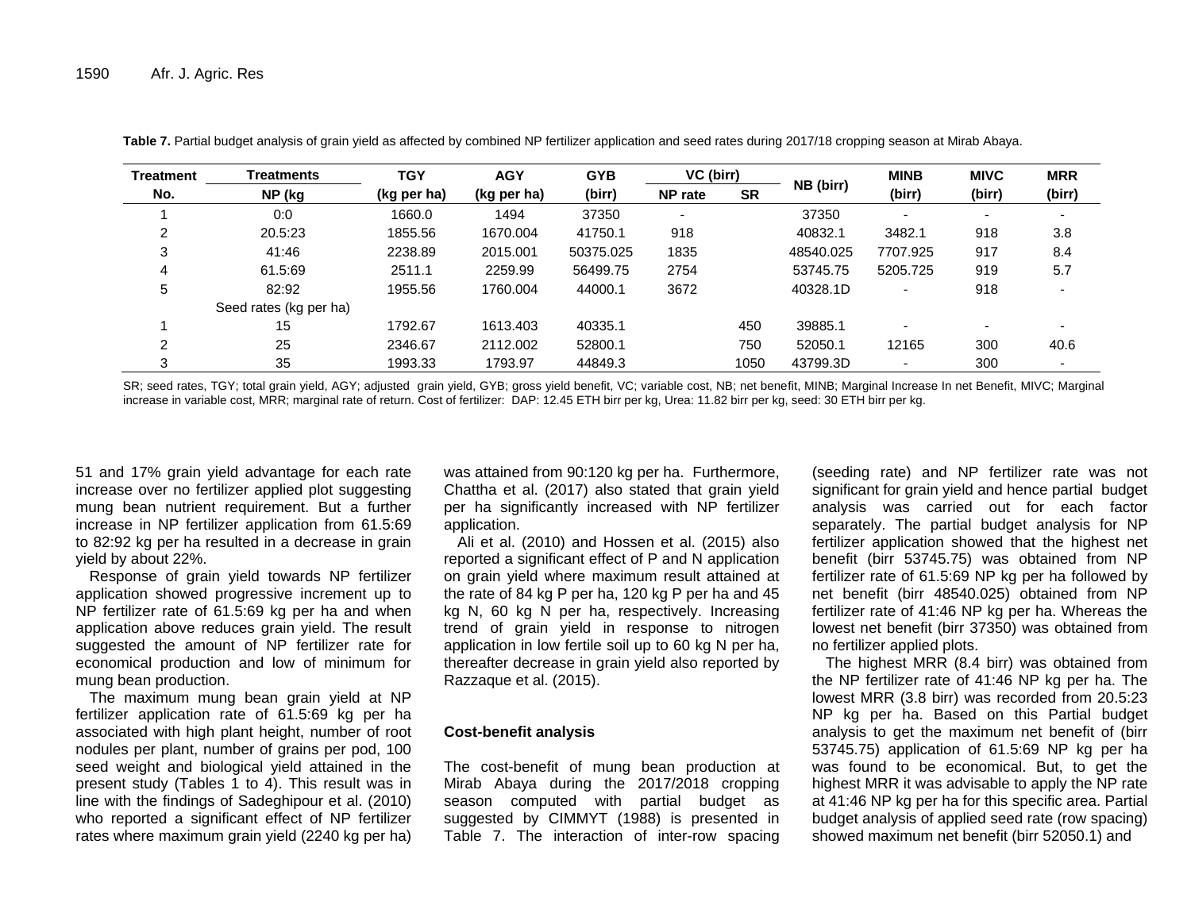**Table 7.** Partial budget analysis of grain yield as affected by combined NP fertilizer application and seed rates during 2017/18 cropping season at Mirab Abaya.

| Treatment No. | Treatments NP (kg | TGY (kg per ha) | AGY (kg per ha) | GYB (birr) | VC (birr) NP rate | SR | NB (birr) | MINB (birr) | MIVC (birr) | MRR (birr) |
|---|---|---|---|---|---|---|---|---|---|---|
| 1 | 0:0 | 1660.0 | 1494 | 37350 | - | | 37350 | - | - | - |
| 2 | 20.5:23 | 1855.56 | 1670.004 | 41750.1 | 918 | | 40832.1 | 3482.1 | 918 | 3.8 |
| 3 | 41:46 | 2238.89 | 2015.001 | 50375.025 | 1835 | | 48540.025 | 7707.925 | 917 | 8.4 |
| 4 | 61.5:69 | 2511.1 | 2259.99 | 56499.75 | 2754 | | 53745.75 | 5205.725 | 919 | 5.7 |
| 5 | 82:92 | 1955.56 | 1760.004 | 44000.1 | 3672 | | 40328.1D | - | 918 | - |
| | Seed rates (kg per ha) | | | | | | | | | |
| 1 | 15 | 1792.67 | 1613.403 | 40335.1 | | 450 | 39885.1 | - | - | - |
| 2 | 25 | 2346.67 | 2112.002 | 52800.1 | | 750 | 52050.1 | 12165 | 300 | 40.6 |
| 3 | 35 | 1993.33 | 1793.97 | 44849.3 | | 1050 | 43799.3D | - | 300 | - |

SR; seed rates, TGY; total grain yield, AGY; adjusted grain yield, GYB; gross yield benefit, VC; variable cost, NB; net benefit, MINB; Marginal Increase In net Benefit, MIVC; Marginal increase in variable cost, MRR; marginal rate of return. Cost of fertilizer: DAP: 12.45 ETH birr per kg, Urea: 11.82 birr per kg, seed: 30 ETH birr per kg.

51 and 17% grain yield advantage for each rate increase over no fertilizer applied plot suggesting mung bean nutrient requirement. But a further increase in NP fertilizer application from 61.5:69 to 82:92 kg per ha resulted in a decrease in grain yield by about 22%.

Response of grain yield towards NP fertilizer application showed progressive increment up to NP fertilizer rate of 61.5:69 kg per ha and when application above reduces grain yield. The result suggested the amount of NP fertilizer rate for economical production and low of minimum for mung bean production.

The maximum mung bean grain yield at NP fertilizer application rate of 61.5:69 kg per ha associated with high plant height, number of root nodules per plant, number of grains per pod, 100 seed weight and biological yield attained in the present study (Tables 1 to 4). This result was in line with the findings of Sadeghipour et al. (2010) who reported a significant effect of NP fertilizer rates where maximum grain yield (2240 kg per ha) was attained from 90:120 kg per ha. Furthermore, Chattha et al. (2017) also stated that grain yield per ha significantly increased with NP fertilizer application.

Ali et al. (2010) and Hossen et al. (2015) also reported a significant effect of P and N application on grain yield where maximum result attained at the rate of 84 kg P per ha, 120 kg P per ha and 45 kg N, 60 kg N per ha, respectively. Increasing trend of grain yield in response to nitrogen application in low fertile soil up to 60 kg N per ha, thereafter decrease in grain yield also reported by Razzaque et al. (2015).

### Cost-benefit analysis

The cost-benefit of mung bean production at Mirab Abaya during the 2017/2018 cropping season computed with partial budget as suggested by CIMMYT (1988) is presented in Table 7. The interaction of inter-row spacing (seeding rate) and NP fertilizer rate was not significant for grain yield and hence partial budget analysis was carried out for each factor separately. The partial budget analysis for NP fertilizer application showed that the highest net benefit (birr 53745.75) was obtained from NP fertilizer rate of 61.5:69 NP kg per ha followed by net benefit (birr 48540.025) obtained from NP fertilizer rate of 41:46 NP kg per ha. Whereas the lowest net benefit (birr 37350) was obtained from no fertilizer applied plots.

The highest MRR (8.4 birr) was obtained from the NP fertilizer rate of 41:46 NP kg per ha. The lowest MRR (3.8 birr) was recorded from 20.5:23 NP kg per ha. Based on this Partial budget analysis to get the maximum net benefit of (birr 53745.75) application of 61.5:69 NP kg per ha was found to be economical. But, to get the highest MRR it was advisable to apply the NP rate at 41:46 NP kg per ha for this specific area. Partial budget analysis of applied seed rate (row spacing) showed maximum net benefit (birr 52050.1) and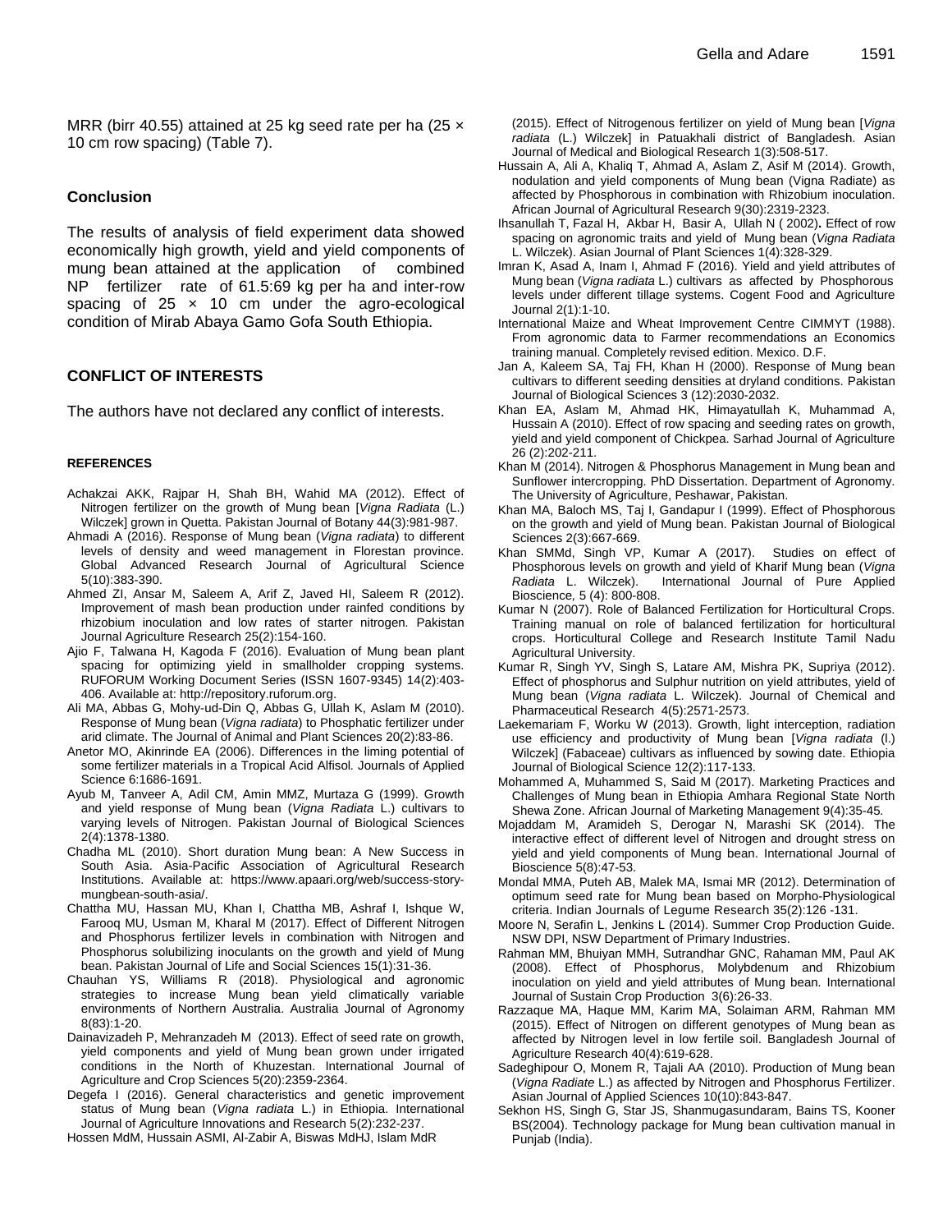MRR (birr 40.55) attained at 25 kg seed rate per ha (25 × 10 cm row spacing) (Table 7).

## Conclusion

The results of analysis of field experiment data showed economically high growth, yield and yield components of mung bean attained at the application of combined NP fertilizer rate of 61.5:69 kg per ha and inter-row spacing of 25 × 10 cm under the agro-ecological condition of Mirab Abaya Gamo Gofa South Ethiopia.

## CONFLICT OF INTERESTS

The authors have not declared any conflict of interests.

### REFERENCES

Achakzai AKK, Rajpar H, Shah BH, Wahid MA (2012). Effect of Nitrogen fertilizer on the growth of Mung bean [*Vigna Radiata* (L.) Wilczek] grown in Quetta. Pakistan Journal of Botany 44(3):981-987.

Ahmadi A (2016). Response of Mung bean (*Vigna radiata*) to different levels of density and weed management in Florestan province. Global Advanced Research Journal of Agricultural Science 5(10):383-390.

Ahmed ZI, Ansar M, Saleem A, Arif Z, Javed HI, Saleem R (2012). Improvement of mash bean production under rainfed conditions by rhizobium inoculation and low rates of starter nitrogen. Pakistan Journal Agriculture Research 25(2):154-160.

Ajio F, Talwana H, Kagoda F (2016). Evaluation of Mung bean plant spacing for optimizing yield in smallholder cropping systems. RUFORUM Working Document Series (ISSN 1607-9345) 14(2):403-406. Available at: http://repository.ruforum.org.

Ali MA, Abbas G, Mohy-ud-Din Q, Abbas G, Ullah K, Aslam M (2010). Response of Mung bean (*Vigna radiata*) to Phosphatic fertilizer under arid climate. The Journal of Animal and Plant Sciences 20(2):83-86.

Anetor MO, Akinrinde EA (2006). Differences in the liming potential of some fertilizer materials in a Tropical Acid Alfisol. Journals of Applied Science 6:1686-1691.

Ayub M, Tanveer A, Adil CM, Amin MMZ, Murtaza G (1999). Growth and yield response of Mung bean (*Vigna Radiata* L.) cultivars to varying levels of Nitrogen. Pakistan Journal of Biological Sciences 2(4):1378-1380.

Chadha ML (2010). Short duration Mung bean: A New Success in South Asia. Asia-Pacific Association of Agricultural Research Institutions. Available at: https://www.apaari.org/web/success-story-mungbean-south-asia/.

Chattha MU, Hassan MU, Khan I, Chattha MB, Ashraf I, Ishque W, Farooq MU, Usman M, Kharal M (2017). Effect of Different Nitrogen and Phosphorus fertilizer levels in combination with Nitrogen and Phosphorus solubilizing inoculants on the growth and yield of Mung bean. Pakistan Journal of Life and Social Sciences 15(1):31-36.

Chauhan YS, Williams R (2018). Physiological and agronomic strategies to increase Mung bean yield climatically variable environments of Northern Australia. Australia Journal of Agronomy 8(83):1-20.

Dainavizadeh P, Mehranzadeh M (2013). Effect of seed rate on growth, yield components and yield of Mung bean grown under irrigated conditions in the North of Khuzestan. International Journal of Agriculture and Crop Sciences 5(20):2359-2364.

Degefa I (2016). General characteristics and genetic improvement status of Mung bean (*Vigna radiata* L.) in Ethiopia. International Journal of Agriculture Innovations and Research 5(2):232-237.

Hossen MdM, Hussain ASMI, Al-Zabir A, Biswas MdHJ, Islam MdR (2015). Effect of Nitrogenous fertilizer on yield of Mung bean [*Vigna radiata* (L.) Wilczek] in Patuakhali district of Bangladesh. Asian Journal of Medical and Biological Research 1(3):508-517.

Hussain A, Ali A, Khaliq T, Ahmad A, Aslam Z, Asif M (2014). Growth, nodulation and yield components of Mung bean (Vigna Radiate) as affected by Phosphorous in combination with Rhizobium inoculation. African Journal of Agricultural Research 9(30):2319-2323.

Ihsanullah T, Fazal H, Akbar H, Basir A, Ullah N ( 2002)**.** Effect of row spacing on agronomic traits and yield of Mung bean (*Vigna Radiata* L. Wilczek). Asian Journal of Plant Sciences 1(4):328-329.

Imran K, Asad A, Inam I, Ahmad F (2016). Yield and yield attributes of Mung bean (*Vigna radiata* L.) cultivars as affected by Phosphorous levels under different tillage systems. Cogent Food and Agriculture Journal 2(1):1-10.

International Maize and Wheat Improvement Centre CIMMYT (1988). From agronomic data to Farmer recommendations an Economics training manual. Completely revised edition. Mexico. D.F.

Jan A, Kaleem SA, Taj FH, Khan H (2000). Response of Mung bean cultivars to different seeding densities at dryland conditions. Pakistan Journal of Biological Sciences 3 (12):2030-2032.

Khan EA, Aslam M, Ahmad HK, Himayatullah K, Muhammad A, Hussain A (2010). Effect of row spacing and seeding rates on growth, yield and yield component of Chickpea. Sarhad Journal of Agriculture 26 (2):202-211.

Khan M (2014). Nitrogen & Phosphorus Management in Mung bean and Sunflower intercropping. PhD Dissertation. Department of Agronomy. The University of Agriculture, Peshawar, Pakistan.

Khan MA, Baloch MS, Taj I, Gandapur I (1999). Effect of Phosphorous on the growth and yield of Mung bean. Pakistan Journal of Biological Sciences 2(3):667-669.

Khan SMMd, Singh VP, Kumar A (2017). Studies on effect of Phosphorous levels on growth and yield of Kharif Mung bean (*Vigna Radiata* L. Wilczek). International Journal of Pure Applied Bioscience*,* 5 (4): 800-808.

Kumar N (2007). Role of Balanced Fertilization for Horticultural Crops. Training manual on role of balanced fertilization for horticultural crops. Horticultural College and Research Institute Tamil Nadu Agricultural University.

Kumar R, Singh YV, Singh S, Latare AM, Mishra PK, Supriya (2012). Effect of phosphorus and Sulphur nutrition on yield attributes, yield of Mung bean (*Vigna radiata* L. Wilczek). Journal of Chemical and Pharmaceutical Research 4(5):2571-2573.

Laekemariam F, Worku W (2013). Growth, light interception, radiation use efficiency and productivity of Mung bean [*Vigna radiata* (l.) Wilczek] (Fabaceae) cultivars as influenced by sowing date. Ethiopia Journal of Biological Science 12(2):117-133.

Mohammed A, Muhammed S, Said M (2017). Marketing Practices and Challenges of Mung bean in Ethiopia Amhara Regional State North Shewa Zone. African Journal of Marketing Management 9(4):35-45.

Mojaddam M, Aramideh S, Derogar N, Marashi SK (2014). The interactive effect of different level of Nitrogen and drought stress on yield and yield components of Mung bean. International Journal of Bioscience 5(8):47-53.

Mondal MMA, Puteh AB, Malek MA, Ismai MR (2012). Determination of optimum seed rate for Mung bean based on Morpho-Physiological criteria. Indian Journals of Legume Research 35(2):126 -131.

Moore N, Serafin L, Jenkins L (2014). Summer Crop Production Guide. NSW DPI, NSW Department of Primary Industries.

Rahman MM, Bhuiyan MMH, Sutrandhar GNC, Rahaman MM, Paul AK (2008). Effect of Phosphorus, Molybdenum and Rhizobium inoculation on yield and yield attributes of Mung bean*.* International Journal of Sustain Crop Production 3(6):26-33.

Razzaque MA, Haque MM, Karim MA, Solaiman ARM, Rahman MM (2015). Effect of Nitrogen on different genotypes of Mung bean as affected by Nitrogen level in low fertile soil. Bangladesh Journal of Agriculture Research 40(4):619-628.

Sadeghipour O, Monem R, Tajali AA (2010). Production of Mung bean (*Vigna Radiate* L.) as affected by Nitrogen and Phosphorus Fertilizer. Asian Journal of Applied Sciences 10(10):843-847.

Sekhon HS, Singh G, Star JS, Shanmugasundaram, Bains TS, Kooner BS(2004). Technology package for Mung bean cultivation manual in Punjab (India).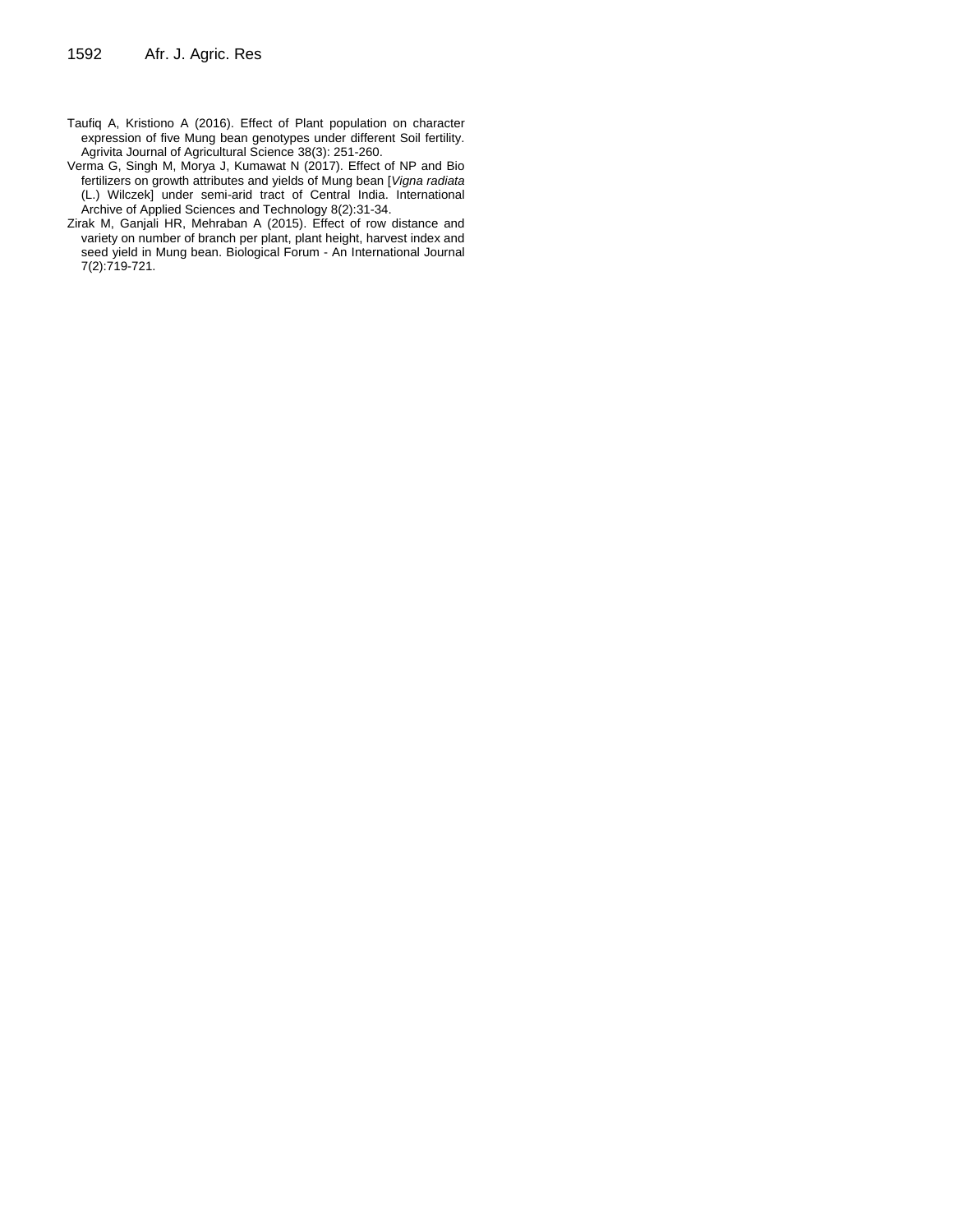Taufiq A, Kristiono A (2016). Effect of Plant population on character expression of five Mung bean genotypes under different Soil fertility. Agrivita Journal of Agricultural Science 38(3): 251-260.

Verma G, Singh M, Morya J, Kumawat N (2017). Effect of NP and Bio fertilizers on growth attributes and yields of Mung bean [*Vigna radiata* (L.) Wilczek] under semi-arid tract of Central India. International Archive of Applied Sciences and Technology 8(2):31-34.

Zirak M, Ganjali HR, Mehraban A (2015). Effect of row distance and variety on number of branch per plant, plant height, harvest index and seed yield in Mung bean. Biological Forum - An International Journal 7(2):719-721.